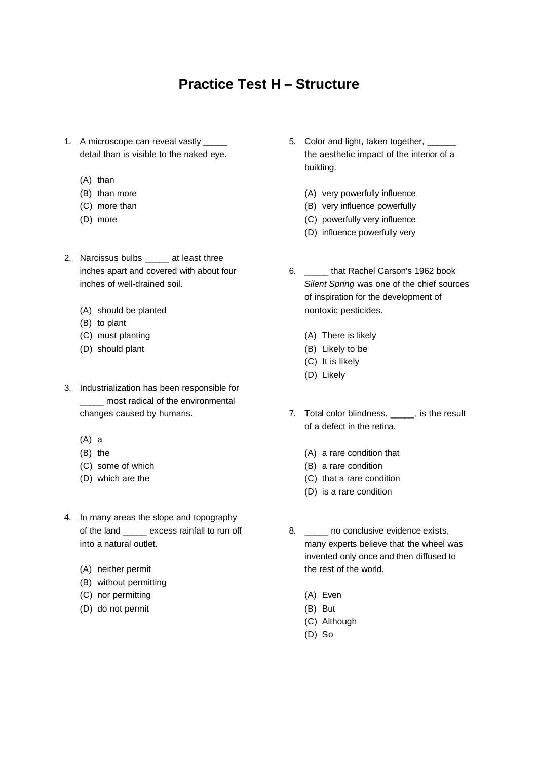# Practice Test H – Structure

1. A microscope can reveal vastly _____ detail than is visible to the naked eye.

    (A) than
    (B) than more
    (C) more than
    (D) more

2. Narcissus bulbs _____ at least three inches apart and covered with about four inches of well-drained soil.

    (A) should be planted
    (B) to plant
    (C) must planting
    (D) should plant

3. Industrialization has been responsible for _____ most radical of the environmental changes caused by humans.

    (A) a
    (B) the
    (C) some of which
    (D) which are the

4. In many areas the slope and topography of the land _____ excess rainfall to run off into a natural outlet.

    (A) neither permit
    (B) without permitting
    (C) nor permitting
    (D) do not permit

5. Color and light, taken together, ______ the aesthetic impact of the interior of a building.

    (A) very powerfully influence
    (B) very influence powerfully
    (C) powerfully very influence
    (D) influence powerfully very

6. _____ that Rachel Carson's 1962 book *Silent Spring* was one of the chief sources of inspiration for the development of nontoxic pesticides.

    (A) There is likely
    (B) Likely to be
    (C) It is likely
    (D) Likely

7. Total color blindness, _____, is the result of a defect in the retina.

    (A) a rare condition that
    (B) a rare condition
    (C) that a rare condition
    (D) is a rare condition

8. _____ no conclusive evidence exists, many experts believe that the wheel was invented only once and then diffused to the rest of the world.

    (A) Even
    (B) But
    (C) Although
    (D) So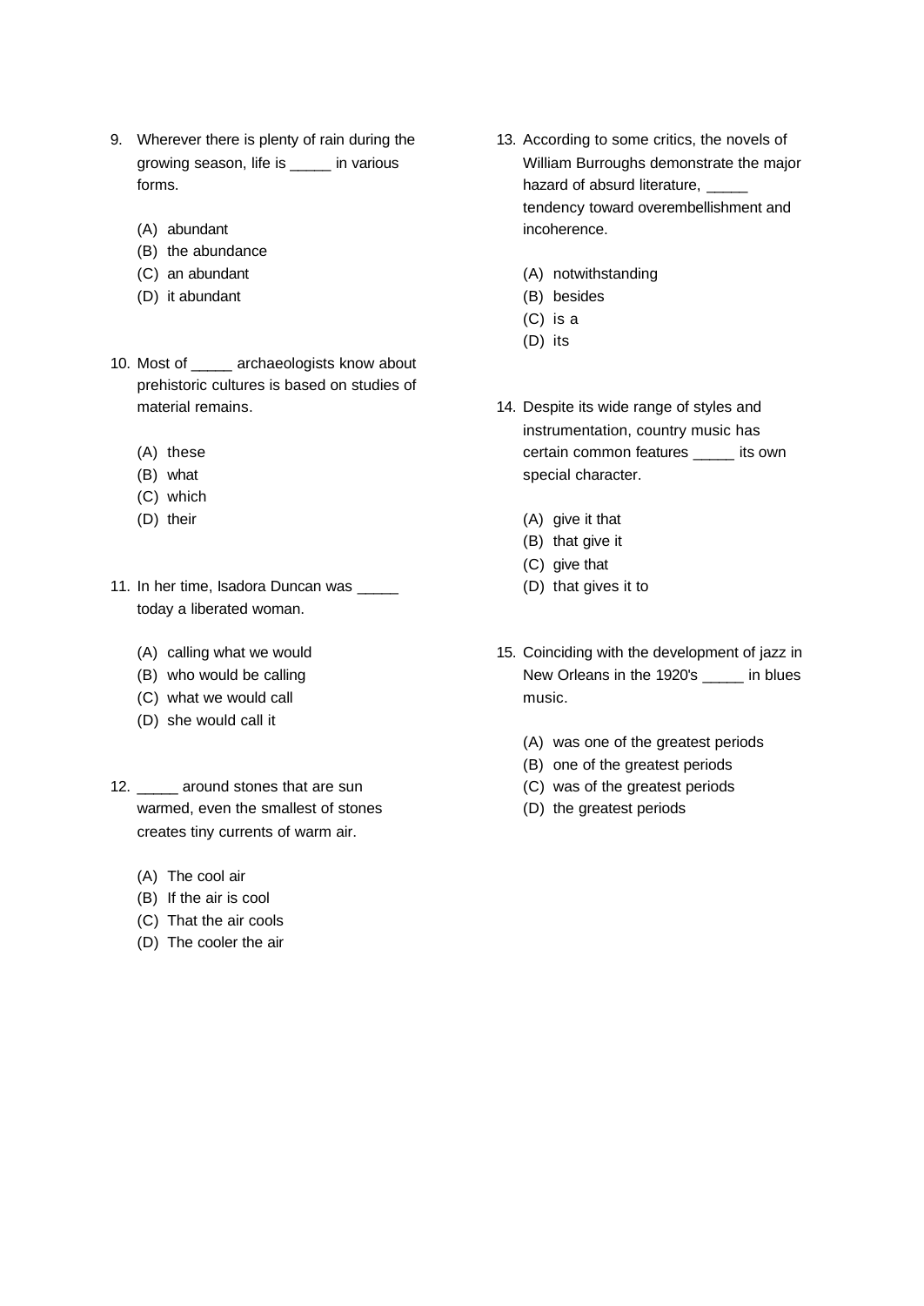9. Wherever there is plenty of rain during the growing season, life is _____ in various forms.

   (A) abundant
   (B) the abundance
   (C) an abundant
   (D) it abundant

10. Most of _____ archaeologists know about prehistoric cultures is based on studies of material remains.

    (A) these
    (B) what
    (C) which
    (D) their

11. In her time, Isadora Duncan was _____ today a liberated woman.

    (A) calling what we would
    (B) who would be calling
    (C) what we would call
    (D) she would call it

12. _____ around stones that are sun warmed, even the smallest of stones creates tiny currents of warm air.

    (A) The cool air
    (B) If the air is cool
    (C) That the air cools
    (D) The cooler the air

13. According to some critics, the novels of William Burroughs demonstrate the major hazard of absurd literature, _____ tendency toward overembellishment and incoherence.

    (A) notwithstanding
    (B) besides
    (C) is a
    (D) its

14. Despite its wide range of styles and instrumentation, country music has certain common features _____ its own special character.

    (A) give it that
    (B) that give it
    (C) give that
    (D) that gives it to

15. Coinciding with the development of jazz in New Orleans in the 1920's _____ in blues music.

    (A) was one of the greatest periods
    (B) one of the greatest periods
    (C) was of the greatest periods
    (D) the greatest periods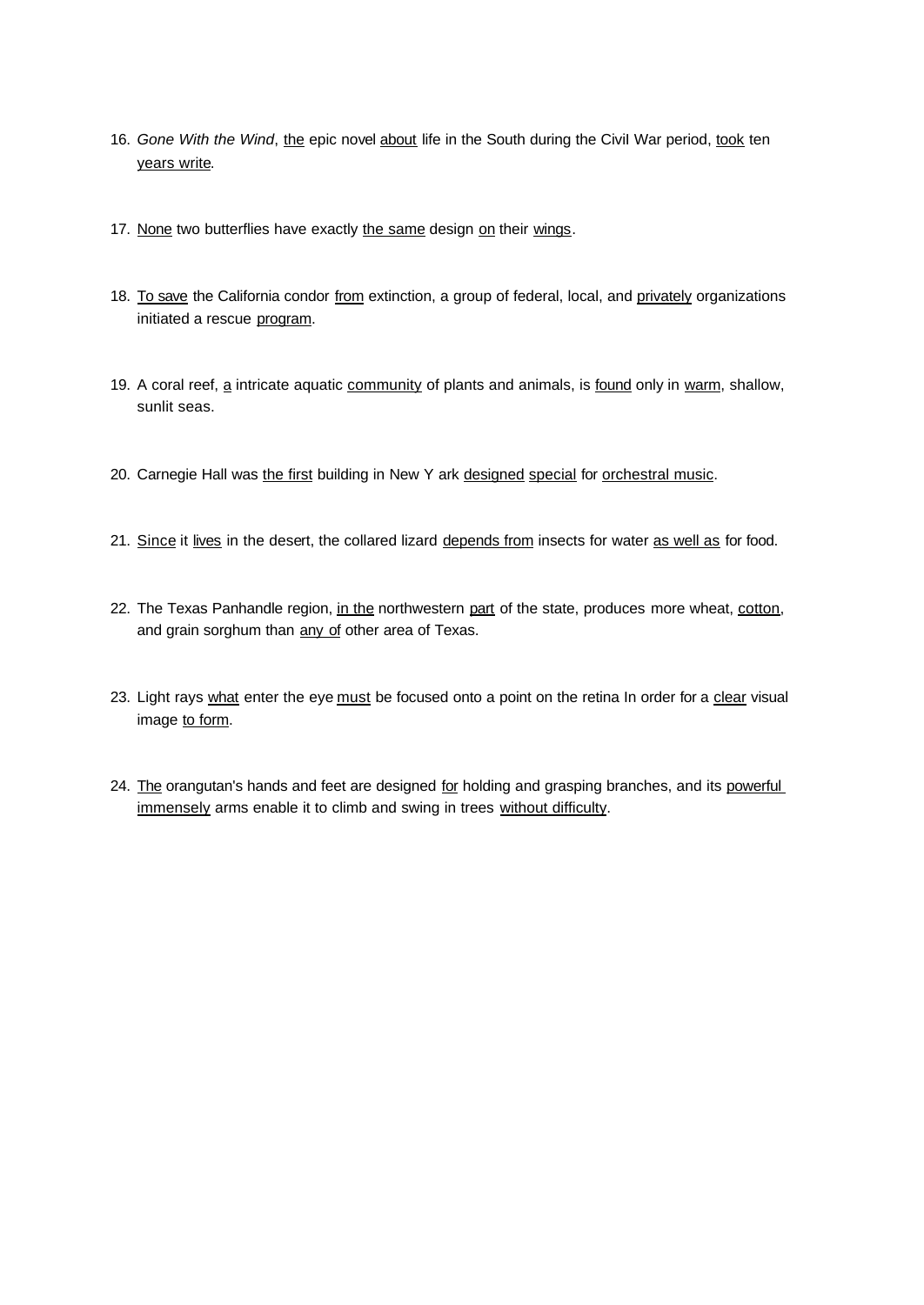16. *Gone With the Wind*, <u>the</u> epic novel <u>about</u> life in the South during the Civil War period, <u>took</u> ten <u>years write</u>.

17. <u>None</u> two butterflies have exactly <u>the same</u> design <u>on</u> their <u>wings</u>.

18. <u>To save</u> the California condor <u>from</u> extinction, a group of federal, local, and <u>privately</u> organizations initiated a rescue <u>program</u>.

19. A coral reef, <u>a</u> intricate aquatic <u>community</u> of plants and animals, is <u>found</u> only in <u>warm</u>, shallow, sunlit seas.

20. Carnegie Hall was <u>the first</u> building in New Y ark <u>designed</u> <u>special</u> for <u>orchestral music</u>.

21. <u>Since</u> it <u>lives</u> in the desert, the collared lizard <u>depends from</u> insects for water <u>as well as</u> for food.

22. The Texas Panhandle region, <u>in the</u> northwestern <u>part</u> of the state, produces more wheat, <u>cotton</u>, and grain sorghum than <u>any of</u> other area of Texas.

23. Light rays <u>what</u> enter the eye <u>must</u> be focused onto a point on the retina In order for a <u>clear</u> visual image <u>to form</u>.

24. <u>The</u> orangutan's hands and feet are designed <u>for</u> holding and grasping branches, and its <u>powerful immensely</u> arms enable it to climb and swing in trees <u>without difficulty</u>.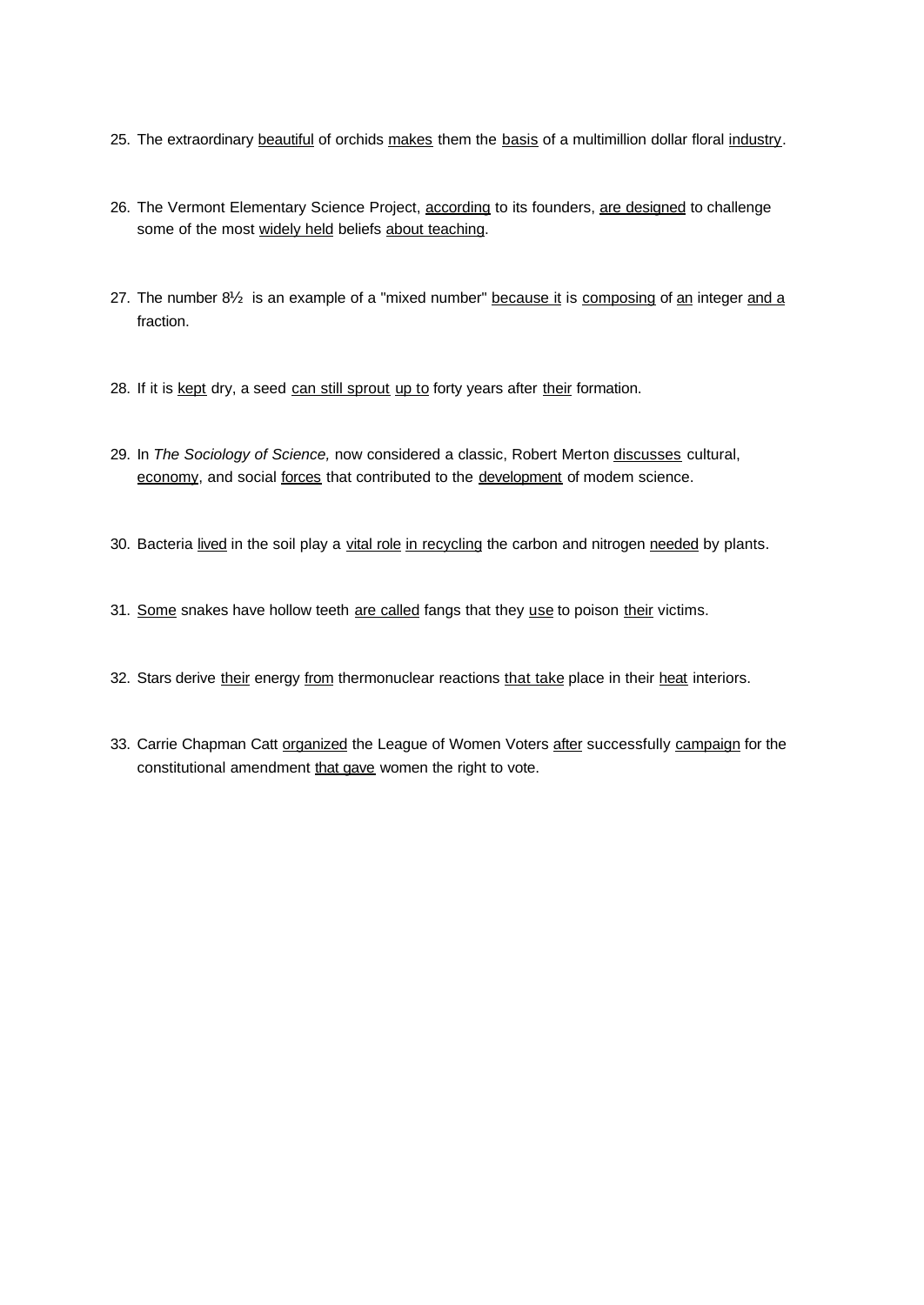25. The extraordinary <u>beautiful</u> of orchids <u>makes</u> them the <u>basis</u> of a multimillion dollar floral <u>industry</u>.

26. The Vermont Elementary Science Project, <u>according</u> to its founders, <u>are designed</u> to challenge some of the most <u>widely held</u> beliefs <u>about teaching</u>.

27. The number $8\frac{1}{2}$ is an example of a "mixed number" <u>because it</u> is <u>composing</u> of <u>an</u> integer <u>and a</u> fraction.

28. If it is <u>kept</u> dry, a seed <u>can still sprout</u> <u>up to</u> forty years after <u>their</u> formation.

29. In *The Sociology of Science,* now considered a classic, Robert Merton <u>discusses</u> cultural, <u>economy</u>, and social <u>forces</u> that contributed to the <u>development</u> of modem science.

30. Bacteria <u>lived</u> in the soil play a <u>vital role</u> <u>in recycling</u> the carbon and nitrogen <u>needed</u> by plants.

31. <u>Some</u> snakes have hollow teeth <u>are called</u> fangs that they <u>use</u> to poison <u>their</u> victims.

32. Stars derive <u>their</u> energy <u>from</u> thermonuclear reactions <u>that take</u> place in their <u>heat</u> interiors.

33. Carrie Chapman Catt <u>organized</u> the League of Women Voters <u>after</u> successfully <u>campaign</u> for the constitutional amendment <u>that gave</u> women the right to vote.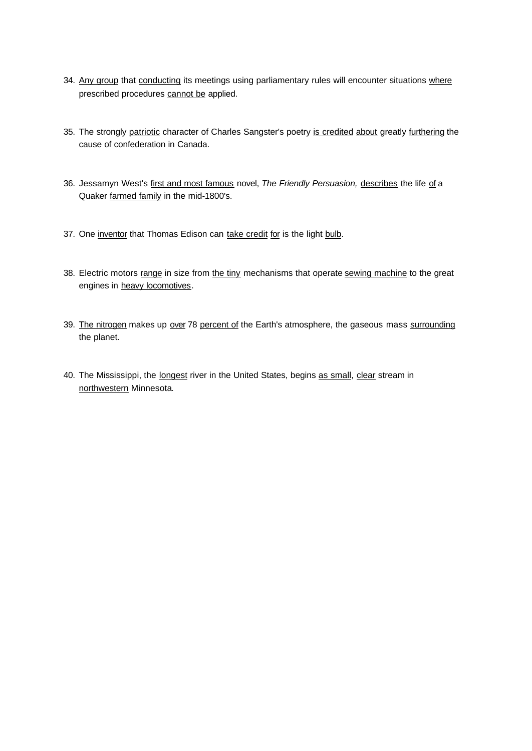34. Any group that conducting its meetings using parliamentary rules will encounter situations where prescribed procedures cannot be applied.

35. The strongly patriotic character of Charles Sangster's poetry is credited about greatly furthering the cause of confederation in Canada.

36. Jessamyn West's first and most famous novel, *The Friendly Persuasion,* describes the life of a Quaker farmed family in the mid-1800's.

37. One inventor that Thomas Edison can take credit for is the light bulb.

38. Electric motors range in size from the tiny mechanisms that operate sewing machine to the great engines in heavy locomotives.

39. The nitrogen makes up over 78 percent of the Earth's atmosphere, the gaseous mass surrounding the planet.

40. The Mississippi, the longest river in the United States, begins as small, clear stream in northwestern Minnesota.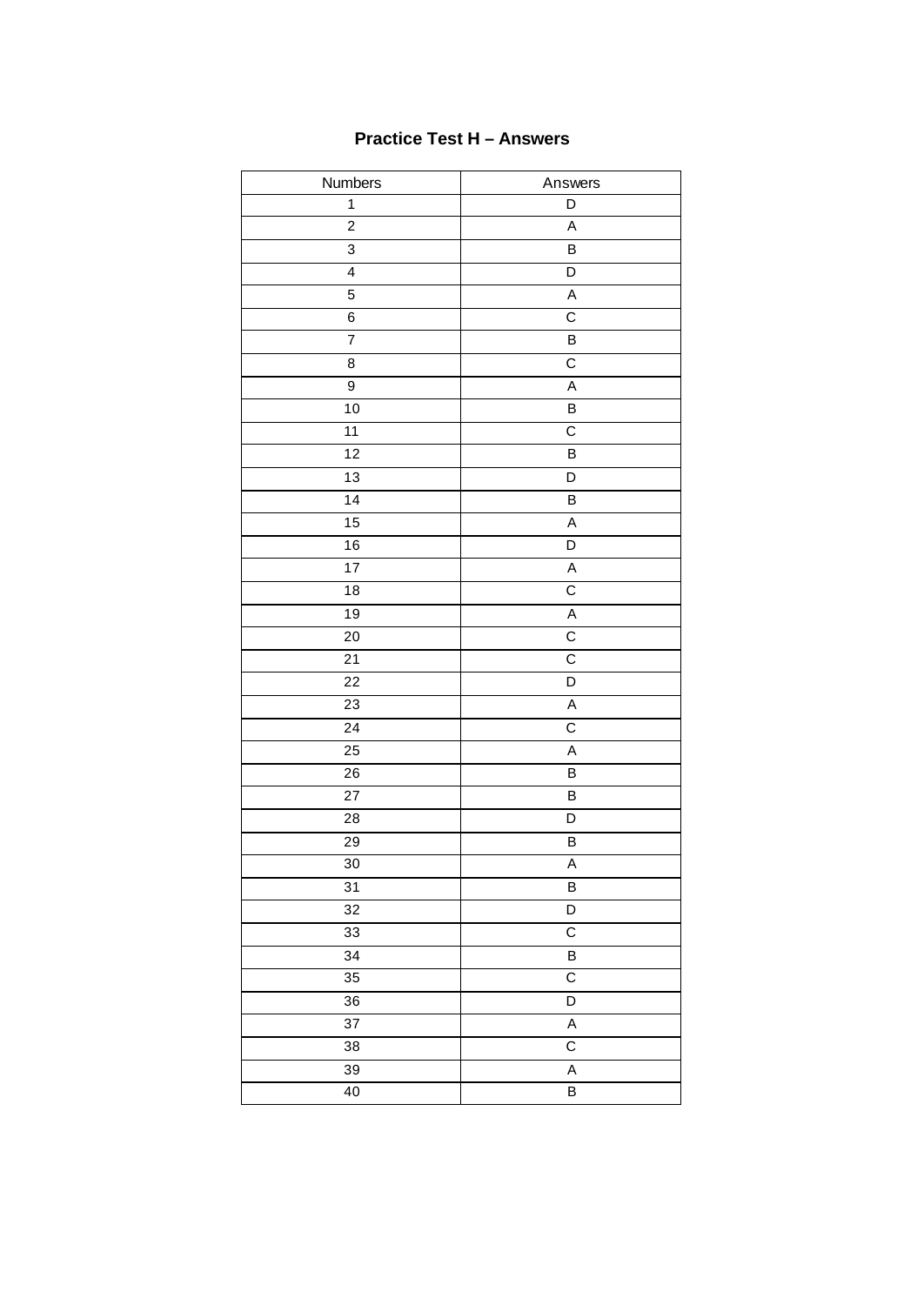## Practice Test H – Answers

| Numbers | Answers |
|---|---|
| 1 | D |
| 2 | A |
| 3 | B |
| 4 | D |
| 5 | A |
| 6 | C |
| 7 | B |
| 8 | C |
| 9 | A |
| 10 | B |
| 11 | C |
| 12 | B |
| 13 | D |
| 14 | B |
| 15 | A |
| 16 | D |
| 17 | A |
| 18 | C |
| 19 | A |
| 20 | C |
| 21 | C |
| 22 | D |
| 23 | A |
| 24 | C |
| 25 | A |
| 26 | B |
| 27 | B |
| 28 | D |
| 29 | B |
| 30 | A |
| 31 | B |
| 32 | D |
| 33 | C |
| 34 | B |
| 35 | C |
| 36 | D |
| 37 | A |
| 38 | C |
| 39 | A |
| 40 | B |